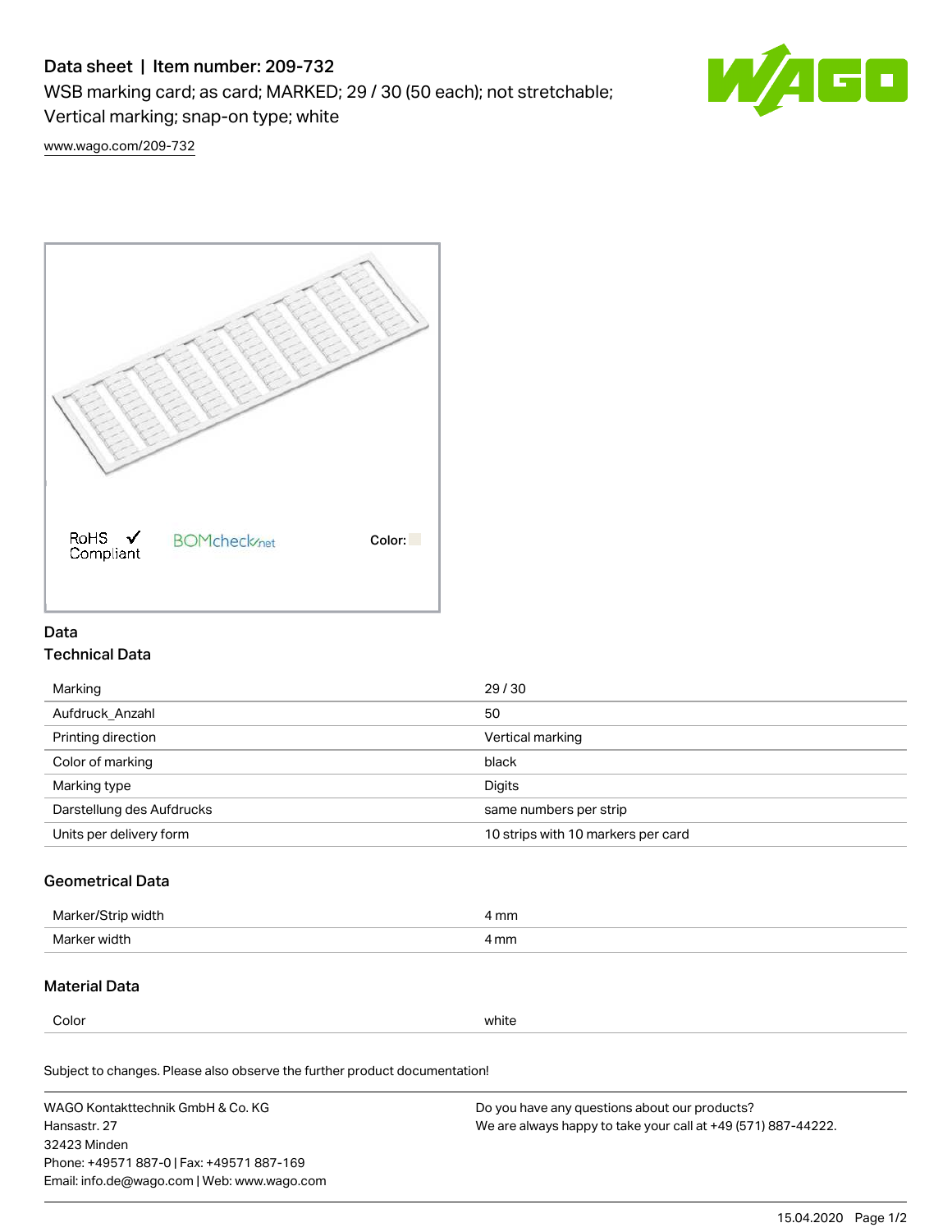# Data sheet | Item number: 209-732

WSB marking card; as card; MARKED; 29 / 30 (50 each); not stretchable; Vertical marking; snap-on type; white

www.wago.com/209-732

RoHS Compliant ✓ BOMcheck.net Color:

## Data

### Technical Data

| | |
|---|---|
| Marking | 29 / 30 |
| Aufdruck_Anzahl | 50 |
| Printing direction | Vertical marking |
| Color of marking | black |
| Marking type | Digits |
| Darstellung des Aufdrucks | same numbers per strip |
| Units per delivery form | 10 strips with 10 markers per card |

### Geometrical Data

| | |
|---|---|
| Marker/Strip width | 4 mm |
| Marker width | 4 mm |

### Material Data

| | |
|---|---|
| Color | white |

Subject to changes. Please also observe the further product documentation!

WAGO Kontakttechnik GmbH & Co. KG
Hansastr. 27
32423 Minden
Phone: +49571 887-0 | Fax: +49571 887-169
Email: info.de@wago.com | Web: www.wago.com

Do you have any questions about our products?
We are always happy to take your call at +49 (571) 887-44222.

15.04.2020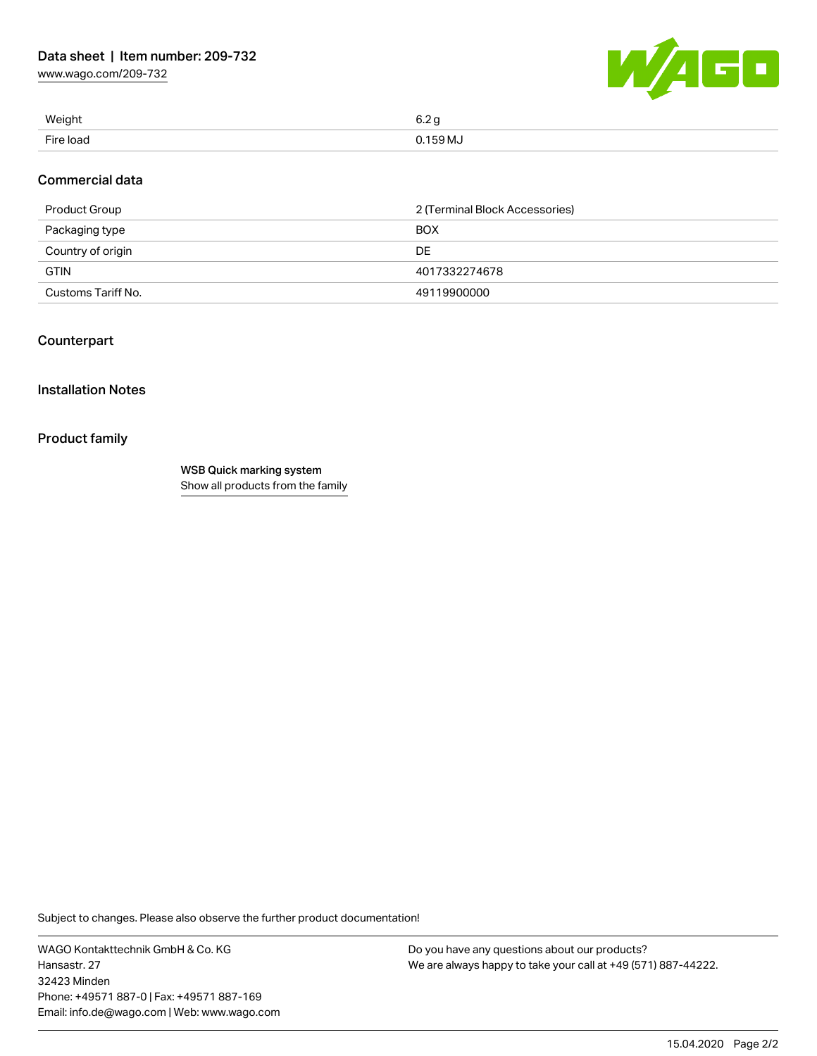| | |
|---|---|
| Weight | 6.2 g |
| Fire load | 0.159 MJ |

## Commercial data

| | |
|---|---|
| Product Group | 2 (Terminal Block Accessories) |
| Packaging type | BOX |
| Country of origin | DE |
| GTIN | 4017332274678 |
| Customs Tariff No. | 49119900000 |

## Counterpart

## Installation Notes

## Product family

**WSB Quick marking system**
Show all products from the family

Subject to changes. Please also observe the further product documentation!

WAGO Kontakttechnik GmbH & Co. KG
Hansastr. 27
32423 Minden
Phone: +49571 887-0 | Fax: +49571 887-169
Email: info.de@wago.com | Web: www.wago.com

Do you have any questions about our products?
We are always happy to take your call at +49 (571) 887-44222.